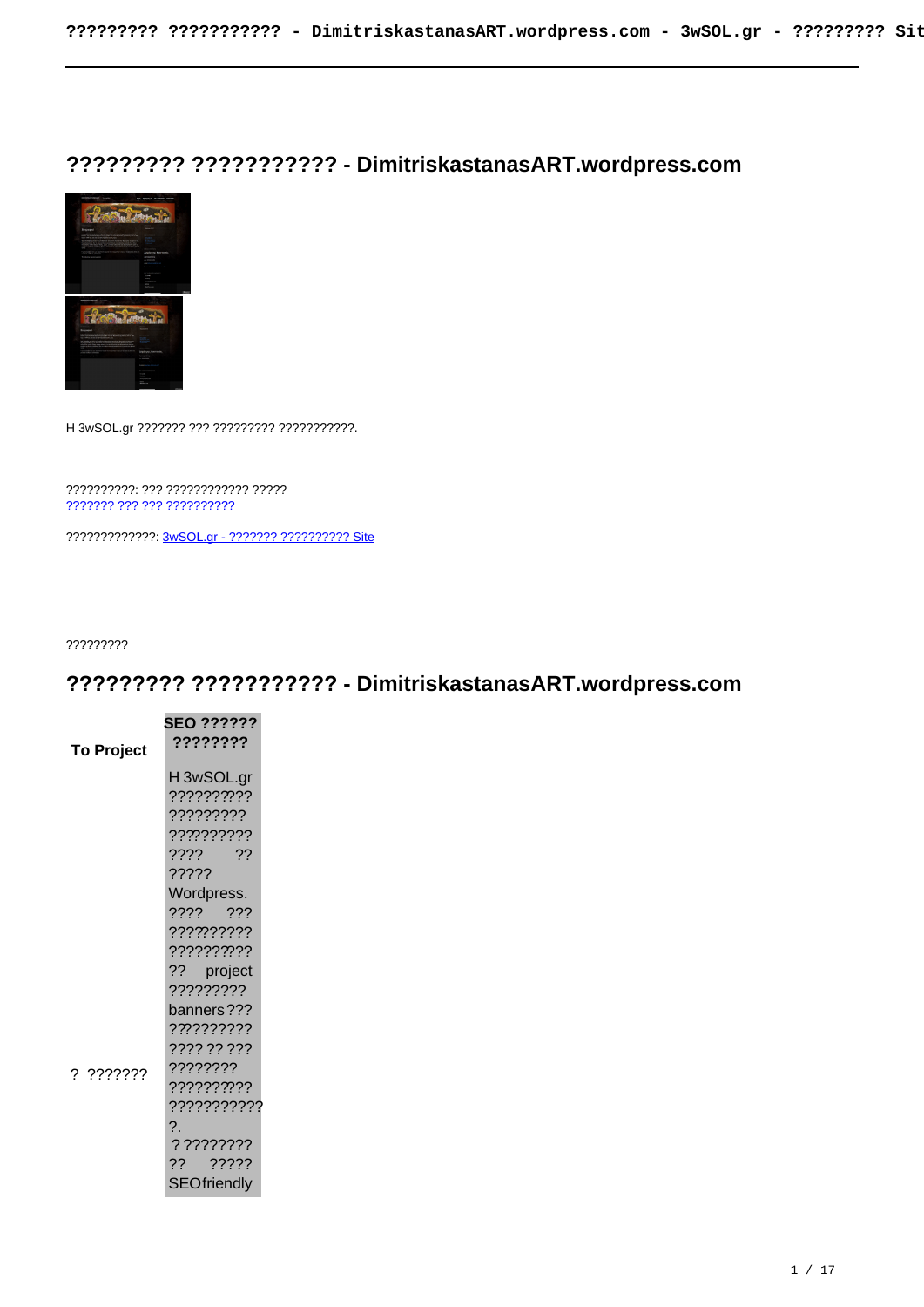# ????????? ??????????? - DimitriskastanasART.wordpress.com

H 3wSOL.gr ??????? ??? ????????? ???????????.

??????????: ??? ???????????? ?????
??????? ??? ??? ??????????

?????????????: 3wSOL.gr - ??????? ?????????? Site

?????????

# ????????? ??????????? - DimitriskastanasART.wordpress.com

| To Project | SEO ?????? ???????? |
|---|---|
| ? ??????? | H 3wSOL.gr ????????? ????????? ????????? ???? ?? ????? Wordpress. ???? ??? ????????? ????????? ?? project ????????? banners ??? ????????? ???? ?? ??? ???????? ????????? ???????????. ? ???????? ?? ????? SEOfriendly |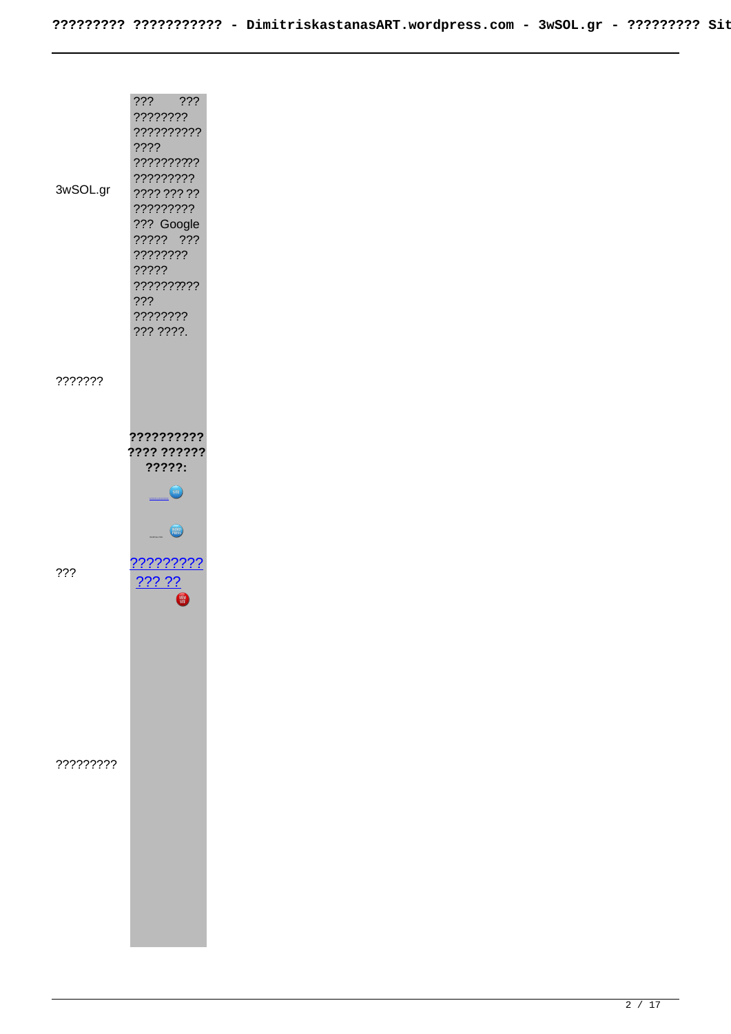| | |
|---|---|
| 3wSOL.gr | ??? ??? ???????? ?????????? ???? ?????????? ????????? ???? ??? ?? ????????? ??? Google ????? ??? ???????? ????? ?????????? ??? ???????? ??? ????. |
| ??????? | |
| ??? | **?????????? ???? ?????? ?????:** ???????? ??? ?? |
| ????????? | |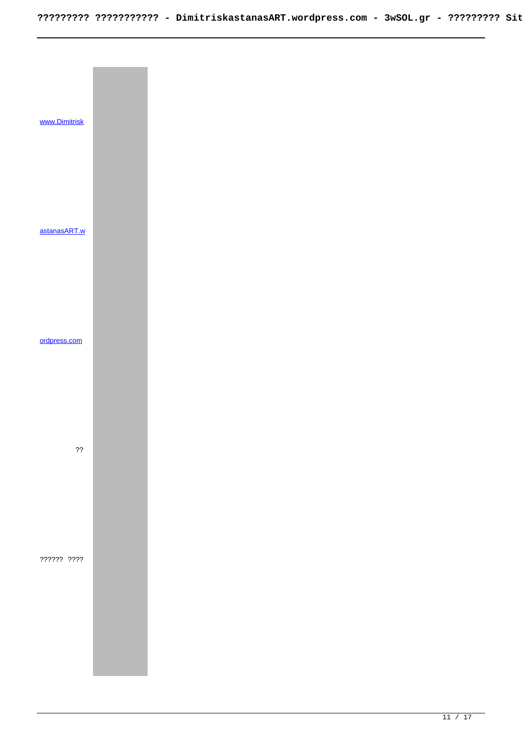www.Dimitrisk

astanasART.w

ordpress.com

??

?????? ????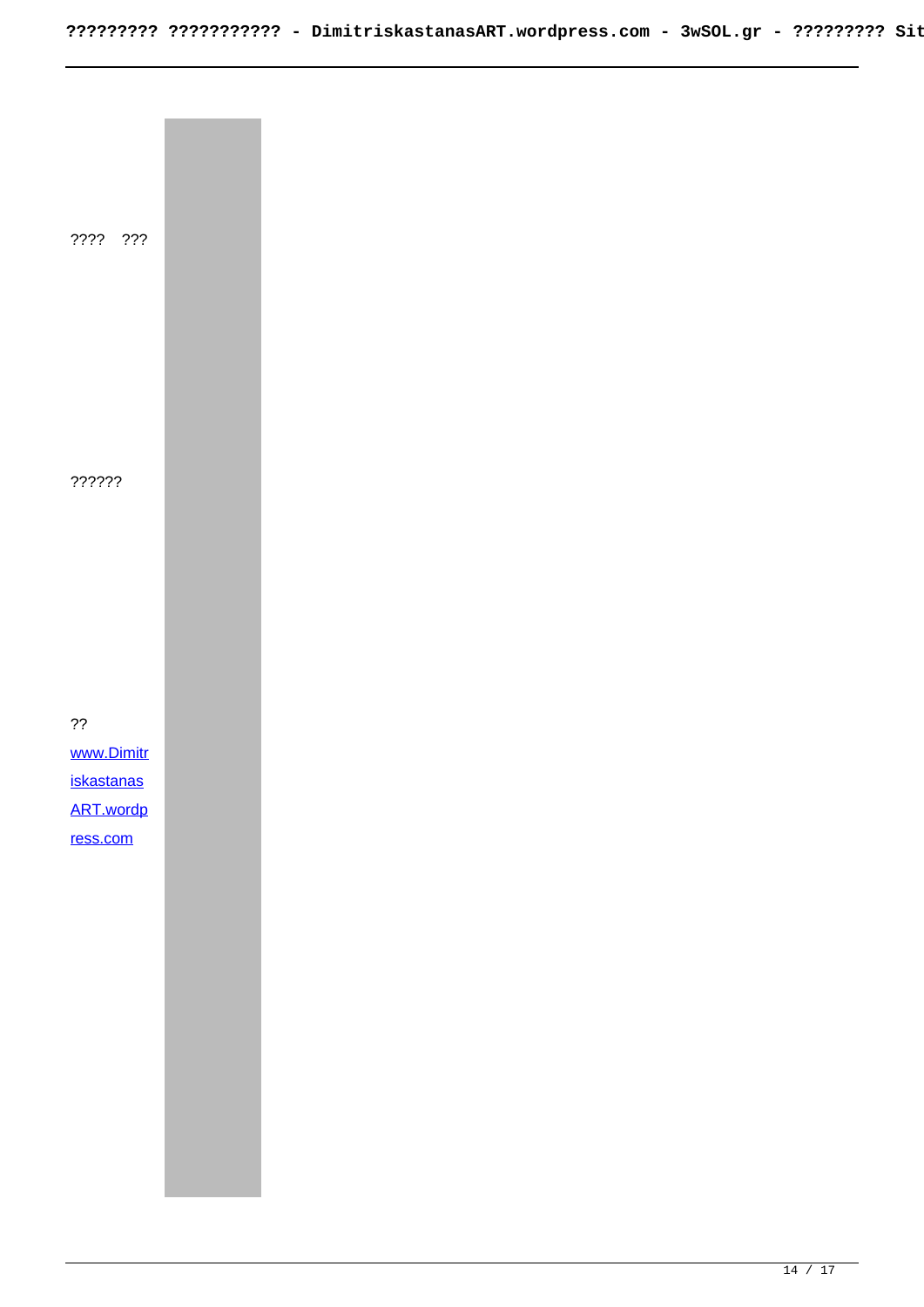???? ???

??????

??
[www.DimitriskastanasART.wordpress.com](http://www.DimitriskastanasART.wordpress.com)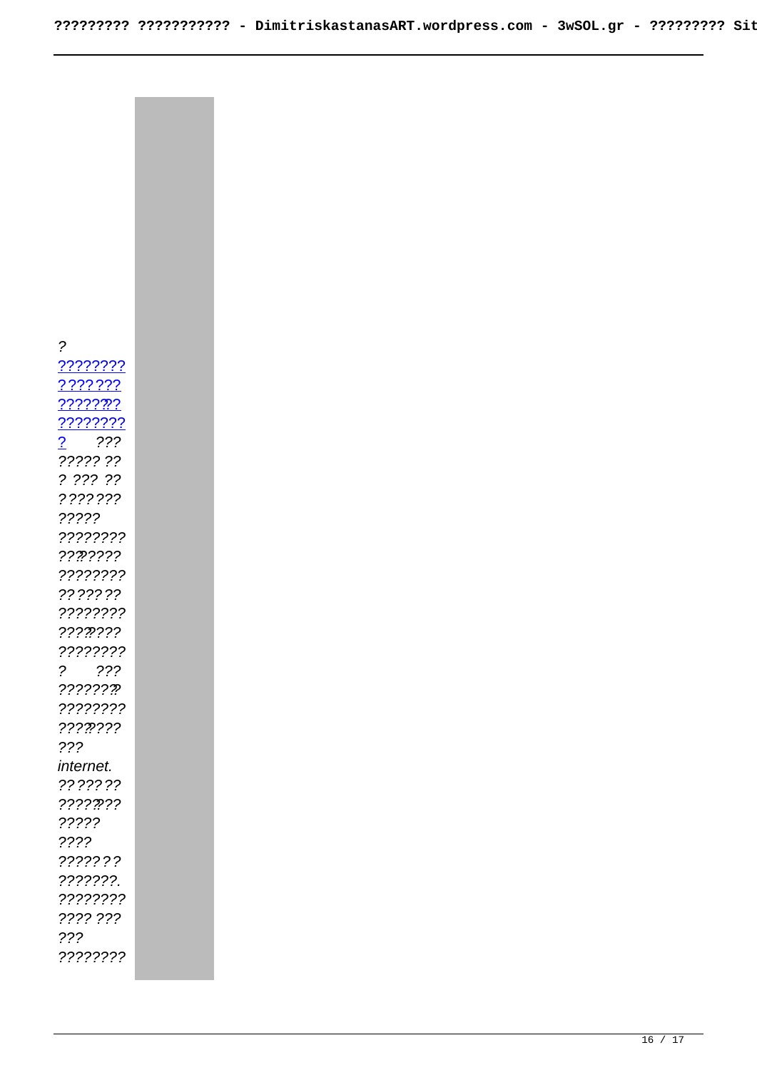?
????????
???????
???????
????????
? ???
????? ??
? ??? ??
???????
?????
????????
????????
????????
???????
????????
????????
????????
? ???
????????
????????
????????
???
internet.
???????
????????
?????
????
???????
???????.
????????
???? ???
???
????????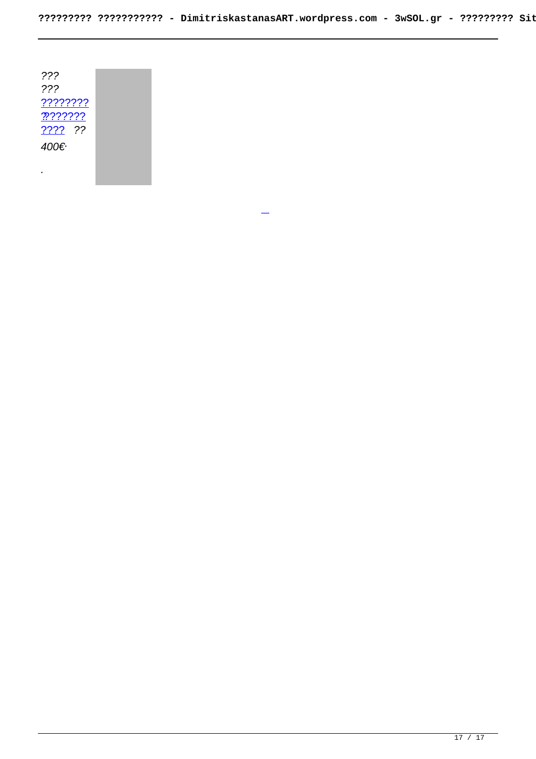*???*
*???*
[????????](#)
[???????](#)
[????](#) *??*
*400€·*

*.*